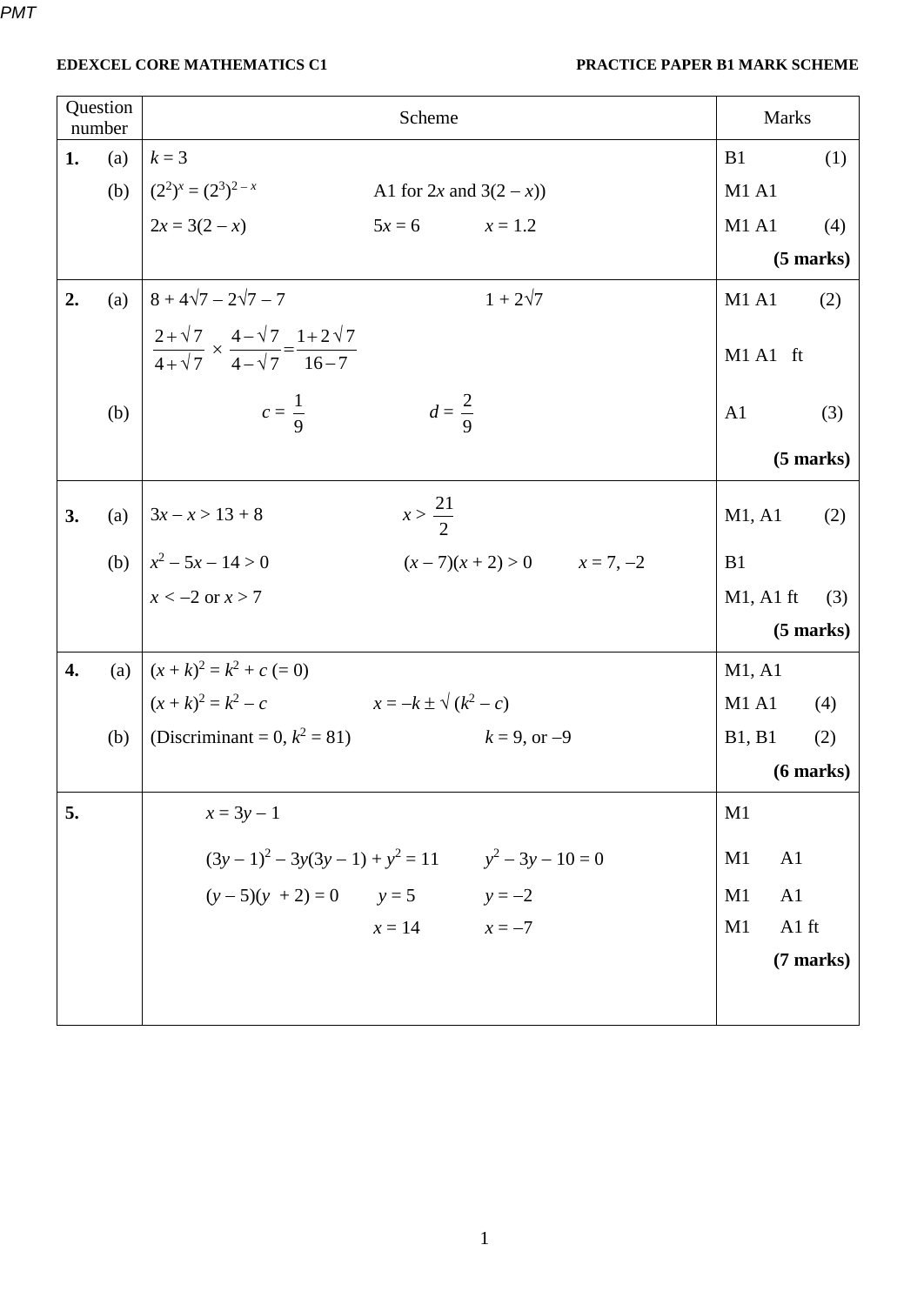**EDEXCEL CORE MATHEMATICS C1** — **PRACTICE PAPER B1 MARK SCHEME**

| Question number | Scheme | Marks |
|---|---|---|
| **1.** (a) | $k = 3$ | B1 (1) |
| (b) | $(2^2)^x = (2^3)^{2-x}$ A1 for $2x$ and $3(2 - x)$) | M1 A1 |
| | $2x = 3(2 - x)$ $5x = 6$ $x = 1.2$ | M1 A1 (4) |
| | | **(5 marks)** |
| **2.** (a) | $8 + 4\sqrt{7} - 2\sqrt{7} - 7$ $1 + 2\sqrt{7}$ | M1 A1 (2) |
| | $\frac{2+\sqrt{7}}{4+\sqrt{7}} \times \frac{4-\sqrt{7}}{4-\sqrt{7}} = \frac{1+2\sqrt{7}}{16-7}$ | M1 A1 ft |
| (b) | $c = \frac{1}{9}$ $d = \frac{2}{9}$ | A1 (3) |
| | | **(5 marks)** |
| **3.** (a) | $3x - x > 13 + 8$ $x > \frac{21}{2}$ | M1, A1 (2) |
| (b) | $x^2 - 5x - 14 > 0$ $(x - 7)(x + 2) > 0$ $x = 7, -2$ | B1 |
| | $x < -2$ or $x > 7$ | M1, A1 ft (3) |
| | | **(5 marks)** |
| **4.** (a) | $(x + k)^2 = k^2 + c$ $(= 0)$ | M1, A1 |
| | $(x + k)^2 = k^2 - c$ $x = -k \pm \sqrt{(k^2 - c)}$ | M1 A1 (4) |
| (b) | (Discriminant = 0, $k^2 = 81$) $k = 9$, or $-9$ | B1, B1 (2) |
| | | **(6 marks)** |
| **5.** | $x = 3y - 1$ | M1 |
| | $(3y - 1)^2 - 3y(3y - 1) + y^2 = 11$ $y^2 - 3y - 10 = 0$ | M1 A1 |
| | $(y - 5)(y + 2) = 0$ $y = 5$ $y = -2$ | M1 A1 |
| | $x = 14$ $x = -7$ | M1 A1 ft |
| | | **(7 marks)** |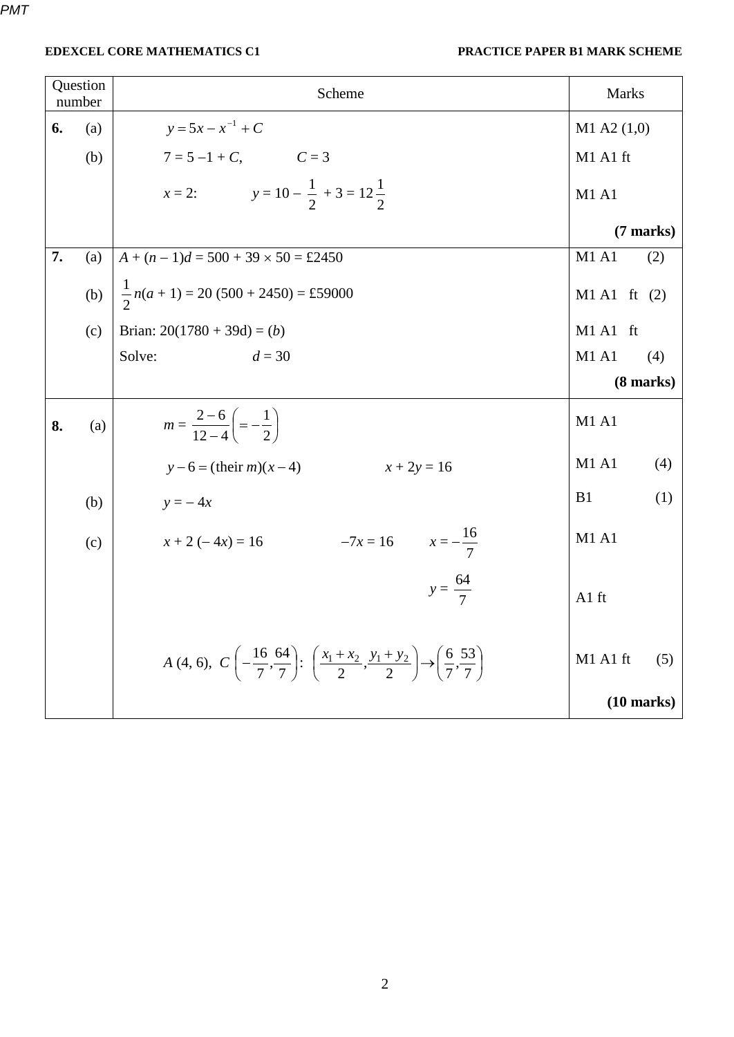**EDEXCEL CORE MATHEMATICS C1** **PRACTICE PAPER B1 MARK SCHEME**

| Question number | Scheme | Marks |
|---|---|---|
| **6.** (a) | $y = 5x - x^{-1} + C$ | M1 A2 (1,0) |
| (b) | $7 = 5 - 1 + C$, $C = 3$ | M1 A1 ft |
| | $x = 2$: $y = 10 - \frac{1}{2} + 3 = 12\frac{1}{2}$ | M1 A1 |
| | | **(7 marks)** |
| **7.** (a) | $A + (n - 1)d = 500 + 39 \times 50 = £2450$ | M1 A1 (2) |
| (b) | $\frac{1}{2}n(a + 1) = 20\ (500 + 2450) = £59000$ | M1 A1 ft (2) |
| (c) | Brian: $20(1780 + 39d) = (b)$ | M1 A1 ft |
| | Solve: $d = 30$ | M1 A1 (4) |
| | | **(8 marks)** |
| **8.** (a) | $m = \frac{2-6}{12-4}\left(= -\frac{1}{2}\right)$ | M1 A1 |
| | $y - 6 = (\text{their } m)(x - 4)$ $x + 2y = 16$ | M1 A1 (4) |
| (b) | $y = -4x$ | B1 (1) |
| (c) | $x + 2(-4x) = 16$ $-7x = 16$ $x = -\frac{16}{7}$ | M1 A1 |
| | $y = \frac{64}{7}$ | A1 ft |
| | $A\ (4, 6)$, $C\left(-\frac{16}{7}, \frac{64}{7}\right)$: $\left(\frac{x_1 + x_2}{2}, \frac{y_1 + y_2}{2}\right) \rightarrow \left(\frac{6}{7}, \frac{53}{7}\right)$ | M1 A1 ft (5) |
| | | **(10 marks)** |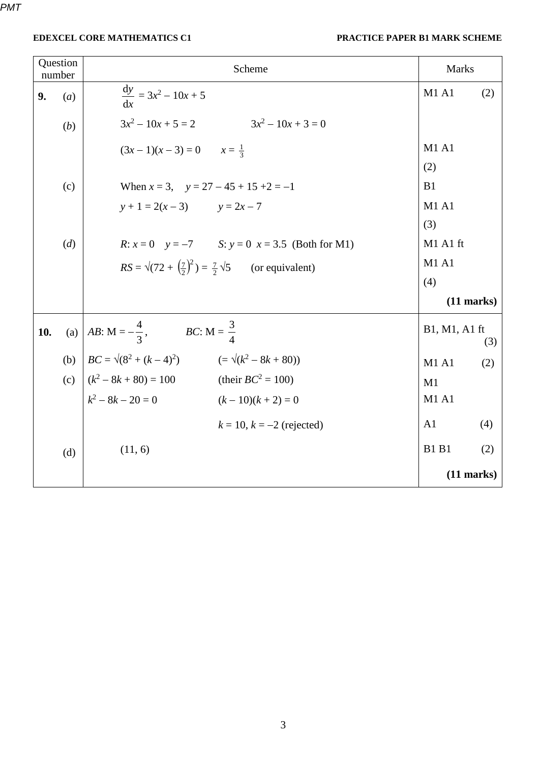EDEXCEL CORE MATHEMATICS C1 PRACTICE PAPER B1 MARK SCHEME

| Question number | Scheme | Marks |
|---|---|---|
| **9.** (*a*) | $\frac{dy}{dx} = 3x^2 - 10x + 5$ | M1 A1 (2) |
| (*b*) | $3x^2 - 10x + 5 = 2$ $\quad 3x^2 - 10x + 3 = 0$ | |
| | $(3x - 1)(x - 3) = 0 \quad x = \frac{1}{3}$ | M1 A1 |
| | | (2) |
| (c) | When $x = 3$, $\quad y = 27 - 45 + 15 + 2 = -1$ | B1 |
| | $y + 1 = 2(x - 3) \quad y = 2x - 7$ | M1 A1 |
| | | (3) |
| (*d*) | $R$: $x = 0 \quad y = -7 \qquad S$: $y = 0 \;\; x = 3.5$ (Both for M1) | M1 A1 ft |
| | $RS = \sqrt{(72 + \left(\frac{7}{2}\right)^2)} = \frac{7}{2}\sqrt{5}$ (or equivalent) | M1 A1 |
| | | (4) |
| | | **(11 marks)** |
| **10.** (a) | $AB$: $M = -\frac{4}{3}$, $\qquad BC$: $M = \frac{3}{4}$ | B1, M1, A1 ft (3) |
| (b) | $BC = \sqrt{(8^2 + (k - 4)^2)} \qquad (= \sqrt{(k^2 - 8k + 80)})$ | M1 A1 (2) |
| (c) | $(k^2 - 8k + 80) = 100 \qquad$ (their $BC^2 = 100$) | M1 |
| | $k^2 - 8k - 20 = 0 \qquad (k - 10)(k + 2) = 0$ | M1 A1 |
| | $k = 10$, $k = -2$ (rejected) | A1 (4) |
| (d) | (11, 6) | B1 B1 (2) |
| | | **(11 marks)** |